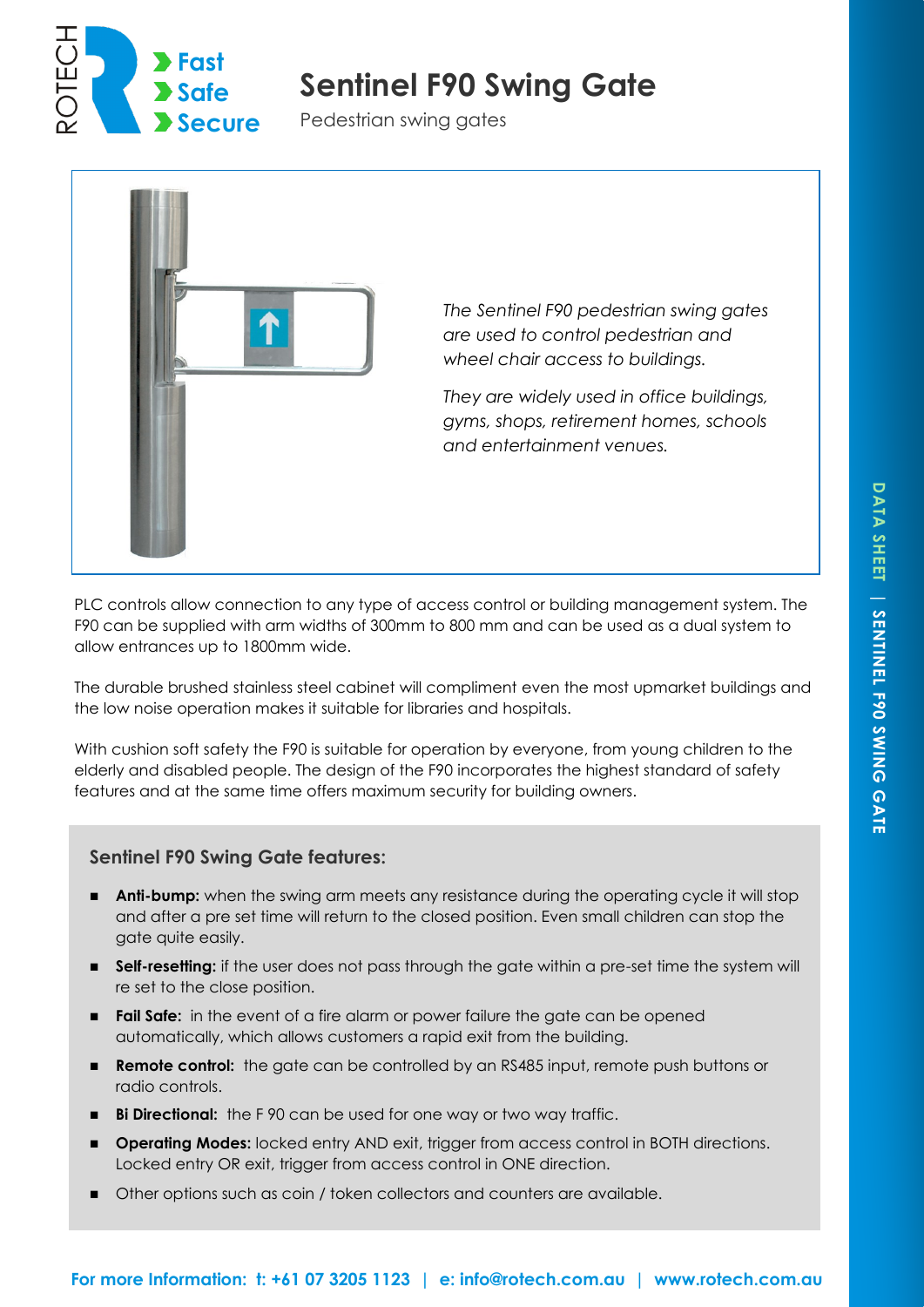ROTECH

- Fast
- Safe
- Secure

# Sentinel F90 Swing Gate

Pedestrian swing gates

*The Sentinel F90 pedestrian swing gates are used to control pedestrian and wheel chair access to buildings.*

*They are widely used in office buildings, gyms, shops, retirement homes, schools and entertainment venues.*

PLC controls allow connection to any type of access control or building management system. The F90 can be supplied with arm widths of 300mm to 800 mm and can be used as a dual system to allow entrances up to 1800mm wide.

The durable brushed stainless steel cabinet will compliment even the most upmarket buildings and the low noise operation makes it suitable for libraries and hospitals.

With cushion soft safety the F90 is suitable for operation by everyone, from young children to the elderly and disabled people. The design of the F90 incorporates the highest standard of safety features and at the same time offers maximum security for building owners.

### Sentinel F90 Swing Gate features:

- **Anti-bump:** when the swing arm meets any resistance during the operating cycle it will stop and after a pre set time will return to the closed position. Even small children can stop the gate quite easily.
- **Self-resetting:** if the user does not pass through the gate within a pre-set time the system will re set to the close position.
- **Fail Safe:** in the event of a fire alarm or power failure the gate can be opened automatically, which allows customers a rapid exit from the building.
- **Remote control:** the gate can be controlled by an RS485 input, remote push buttons or radio controls.
- **Bi Directional:** the F 90 can be used for one way or two way traffic.
- **Operating Modes:** locked entry AND exit, trigger from access control in BOTH directions. Locked entry OR exit, trigger from access control in ONE direction.
- Other options such as coin / token collectors and counters are available.

**For more Information: t: +61 07 3205 1123 | e: info@rotech.com.au | www.rotech.com.au**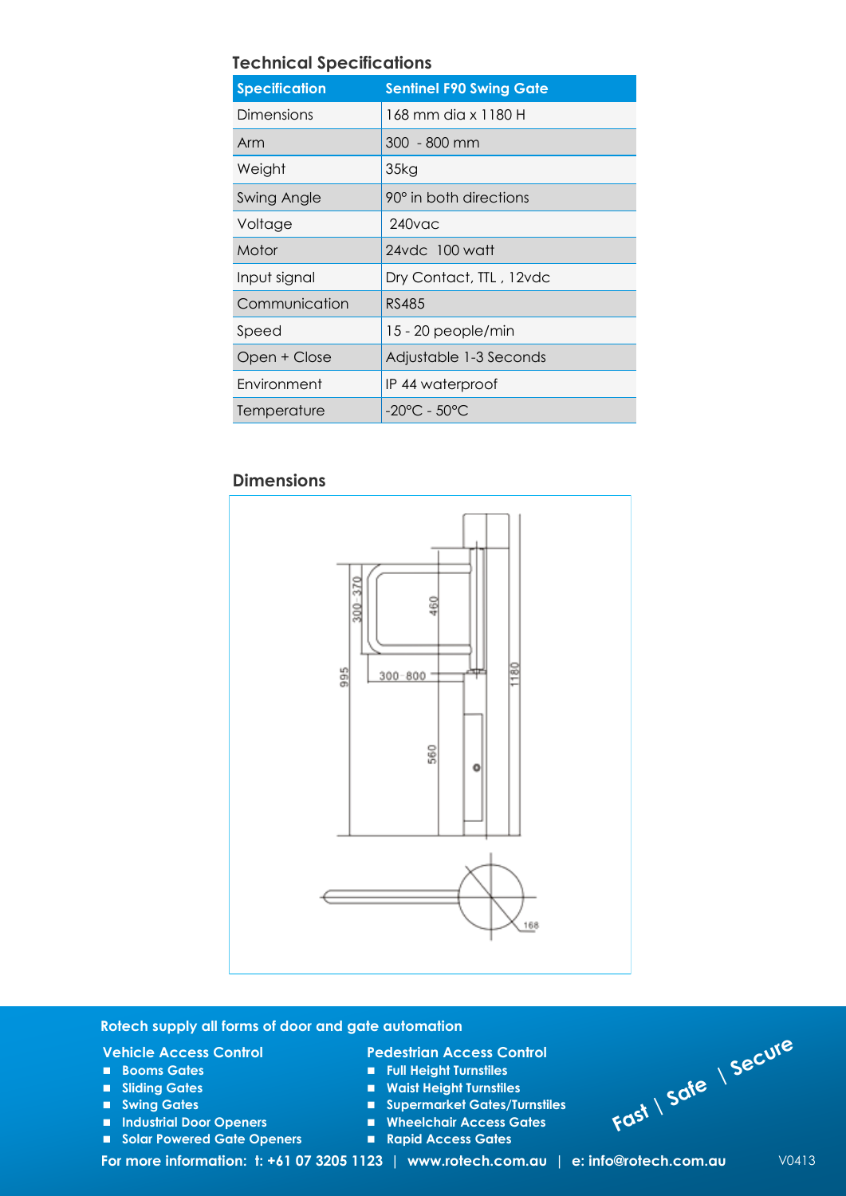## Technical Specifications

| Specification | Sentinel F90 Swing Gate |
|---|---|
| Dimensions | 168 mm dia x 1180 H |
| Arm | 300 - 800 mm |
| Weight | 35kg |
| Swing Angle | 90° in both directions |
| Voltage | 240vac |
| Motor | 24vdc 100 watt |
| Input signal | Dry Contact, TTL , 12vdc |
| Communication | RS485 |
| Speed | 15 - 20 people/min |
| Open + Close | Adjustable 1-3 Seconds |
| Environment | IP 44 waterproof |
| Temperature | -20°C - 50°C |

## Dimensions

300-370
460
995
300-800
1180
560
168

**Rotech supply all forms of door and gate automation**

**Vehicle Access Control**

- Booms Gates
- Sliding Gates
- Swing Gates
- Industrial Door Openers
- Solar Powered Gate Openers

**Pedestrian Access Control**

- Full Height Turnstiles
- Waist Height Turnstiles
- Supermarket Gates/Turnstiles
- Wheelchair Access Gates
- Rapid Access Gates

Fast | Safe | Secure

**For more information: t: +61 07 3205 1123 | www.rotech.com.au | e: info@rotech.com.au**

V0413